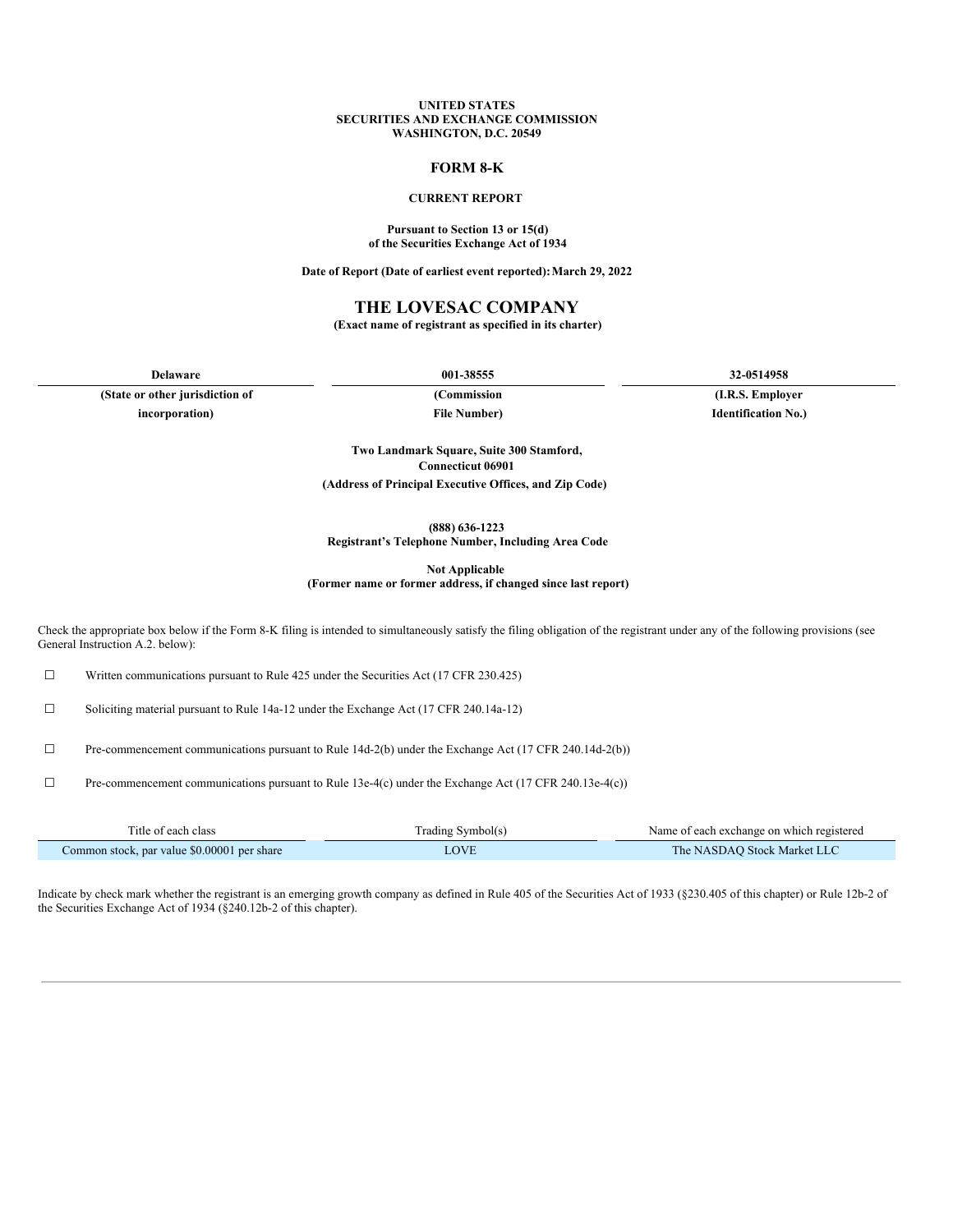**UNITED STATES**
**SECURITIES AND EXCHANGE COMMISSION**
**WASHINGTON, D.C. 20549**

# FORM 8-K

**CURRENT REPORT**

**Pursuant to Section 13 or 15(d)**
**of the Securities Exchange Act of 1934**

**Date of Report (Date of earliest event reported): March 29, 2022**

# THE LOVESAC COMPANY

**(Exact name of registrant as specified in its charter)**

| Delaware | 001-38555 | 32-0514958 |
|---|---|---|
| (State or other jurisdiction of incorporation) | (Commission File Number) | (I.R.S. Employer Identification No.) |

**Two Landmark Square, Suite 300 Stamford, Connecticut 06901**
**(Address of Principal Executive Offices, and Zip Code)**

**(888) 636-1223**
**Registrant's Telephone Number, Including Area Code**

**Not Applicable**
**(Former name or former address, if changed since last report)**

Check the appropriate box below if the Form 8-K filing is intended to simultaneously satisfy the filing obligation of the registrant under any of the following provisions (see General Instruction A.2. below):

☐ Written communications pursuant to Rule 425 under the Securities Act (17 CFR 230.425)

☐ Soliciting material pursuant to Rule 14a-12 under the Exchange Act (17 CFR 240.14a-12)

☐ Pre-commencement communications pursuant to Rule 14d-2(b) under the Exchange Act (17 CFR 240.14d-2(b))

☐ Pre-commencement communications pursuant to Rule 13e-4(c) under the Exchange Act (17 CFR 240.13e-4(c))

| Title of each class | Trading Symbol(s) | Name of each exchange on which registered |
|---|---|---|
| Common stock, par value $0.00001 per share | LOVE | The NASDAQ Stock Market LLC |

Indicate by check mark whether the registrant is an emerging growth company as defined in Rule 405 of the Securities Act of 1933 (§230.405 of this chapter) or Rule 12b-2 of the Securities Exchange Act of 1934 (§240.12b-2 of this chapter).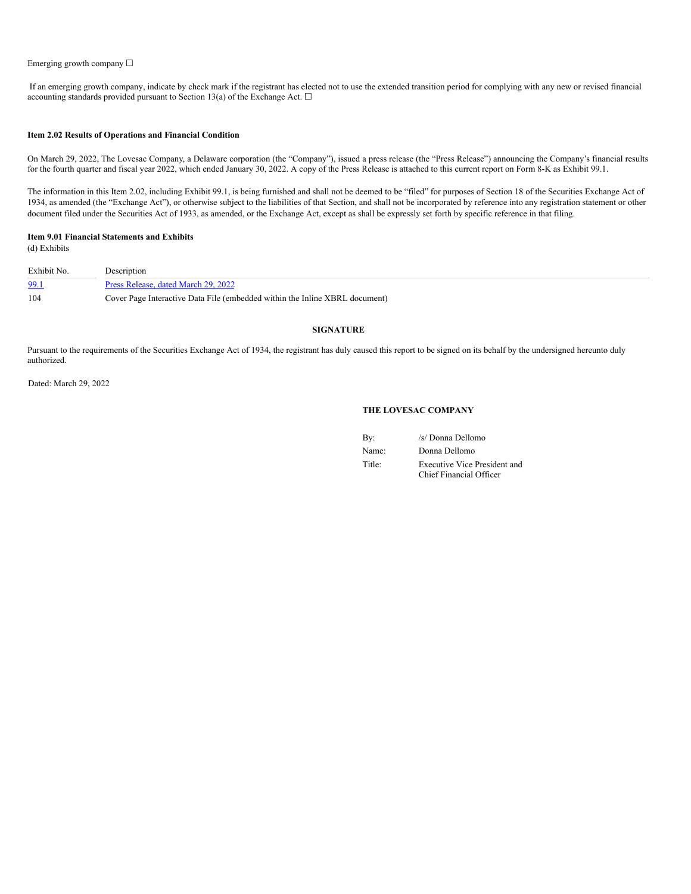Emerging growth company ☐

If an emerging growth company, indicate by check mark if the registrant has elected not to use the extended transition period for complying with any new or revised financial accounting standards provided pursuant to Section 13(a) of the Exchange Act. ☐

**Item 2.02 Results of Operations and Financial Condition**

On March 29, 2022, The Lovesac Company, a Delaware corporation (the "Company"), issued a press release (the "Press Release") announcing the Company's financial results for the fourth quarter and fiscal year 2022, which ended January 30, 2022. A copy of the Press Release is attached to this current report on Form 8-K as Exhibit 99.1.

The information in this Item 2.02, including Exhibit 99.1, is being furnished and shall not be deemed to be "filed" for purposes of Section 18 of the Securities Exchange Act of 1934, as amended (the "Exchange Act"), or otherwise subject to the liabilities of that Section, and shall not be incorporated by reference into any registration statement or other document filed under the Securities Act of 1933, as amended, or the Exchange Act, except as shall be expressly set forth by specific reference in that filing.

**Item 9.01 Financial Statements and Exhibits**

(d) Exhibits

| Exhibit No. | Description |
|---|---|
| 99.1 | Press Release, dated March 29, 2022 |
| 104 | Cover Page Interactive Data File (embedded within the Inline XBRL document) |

**SIGNATURE**

Pursuant to the requirements of the Securities Exchange Act of 1934, the registrant has duly caused this report to be signed on its behalf by the undersigned hereunto duly authorized.

Dated: March 29, 2022

**THE LOVESAC COMPANY**

| | |
|---|---|
| By: | /s/ Donna Dellomo |
| Name: | Donna Dellomo |
| Title: | Executive Vice President and Chief Financial Officer |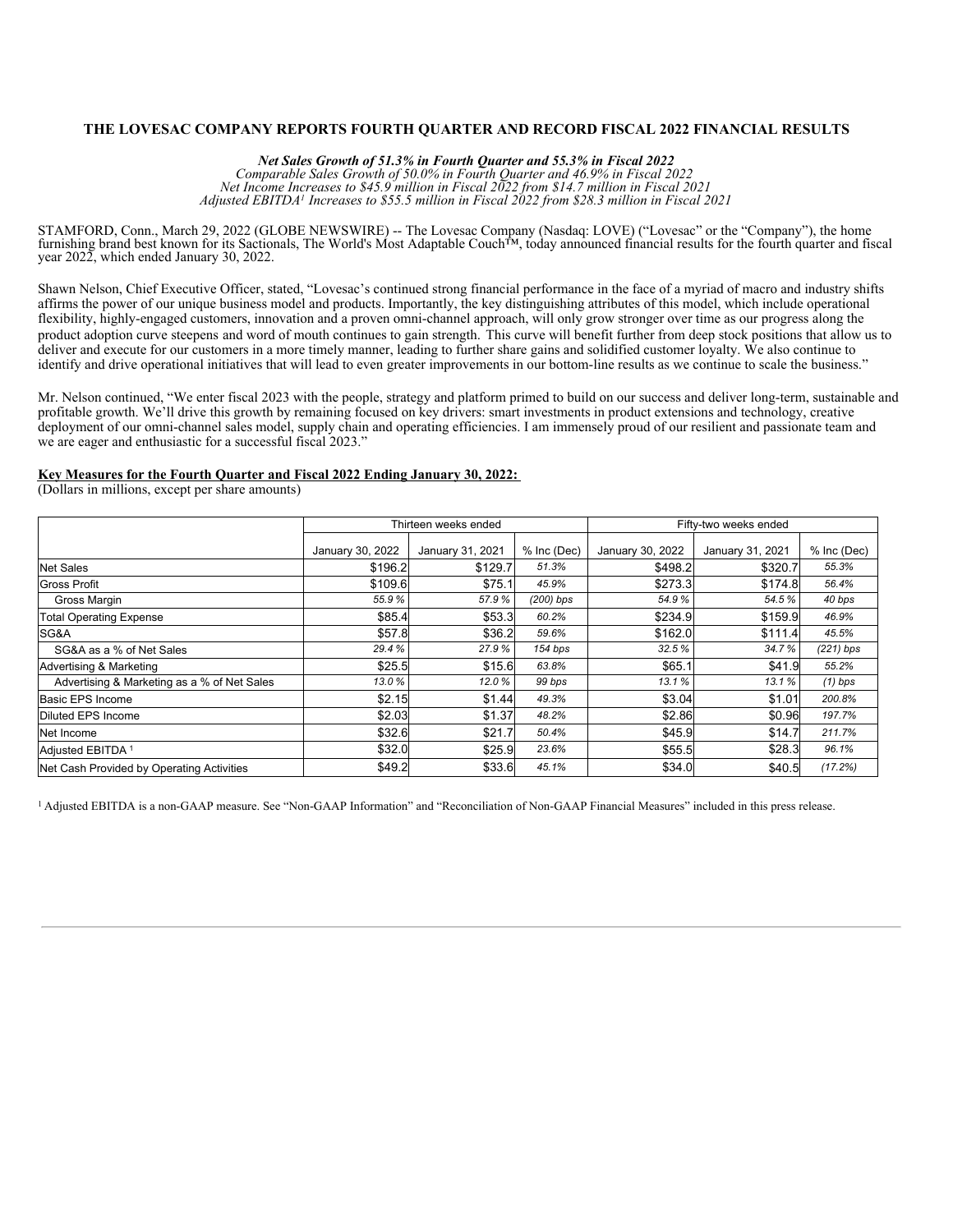## THE LOVESAC COMPANY REPORTS FOURTH QUARTER AND RECORD FISCAL 2022 FINANCIAL RESULTS

***Net Sales Growth of 51.3% in Fourth Quarter and 55.3% in Fiscal 2022***
*Comparable Sales Growth of 50.0% in Fourth Quarter and 46.9% in Fiscal 2022*
*Net Income Increases to $45.9 million in Fiscal 2022 from $14.7 million in Fiscal 2021*
*Adjusted EBITDA[1] Increases to $55.5 million in Fiscal 2022 from $28.3 million in Fiscal 2021*

STAMFORD, Conn., March 29, 2022 (GLOBE NEWSWIRE) -- The Lovesac Company (Nasdaq: LOVE) ("Lovesac" or the "Company"), the home furnishing brand best known for its Sactionals, The World's Most Adaptable Couch™, today announced financial results for the fourth quarter and fiscal year 2022, which ended January 30, 2022.

Shawn Nelson, Chief Executive Officer, stated, "Lovesac's continued strong financial performance in the face of a myriad of macro and industry shifts affirms the power of our unique business model and products. Importantly, the key distinguishing attributes of this model, which include operational flexibility, highly-engaged customers, innovation and a proven omni-channel approach, will only grow stronger over time as our progress along the product adoption curve steepens and word of mouth continues to gain strength. This curve will benefit further from deep stock positions that allow us to deliver and execute for our customers in a more timely manner, leading to further share gains and solidified customer loyalty. We also continue to identify and drive operational initiatives that will lead to even greater improvements in our bottom-line results as we continue to scale the business."

Mr. Nelson continued, "We enter fiscal 2023 with the people, strategy and platform primed to build on our success and deliver long-term, sustainable and profitable growth. We'll drive this growth by remaining focused on key drivers: smart investments in product extensions and technology, creative deployment of our omni-channel sales model, supply chain and operating efficiencies. I am immensely proud of our resilient and passionate team and we are eager and enthusiastic for a successful fiscal 2023."

**Key Measures for the Fourth Quarter and Fiscal 2022 Ending January 30, 2022:**
(Dollars in millions, except per share amounts)

| | Thirteen weeks ended | | | Fifty-two weeks ended | | |
|---|---|---|---|---|---|---|
| | January 30, 2022 | January 31, 2021 | % Inc (Dec) | January 30, 2022 | January 31, 2021 | % Inc (Dec) |
| Net Sales | $196.2 | $129.7 | *51.3%* | $498.2 | $320.7 | *55.3%* |
| Gross Profit | $109.6 | $75.1 | *45.9%* | $273.3 | $174.8 | *56.4%* |
| Gross Margin | *55.9 %* | *57.9 %* | *(200) bps* | *54.9 %* | *54.5 %* | *40 bps* |
| Total Operating Expense | $85.4 | $53.3 | *60.2%* | $234.9 | $159.9 | *46.9%* |
| SG&A | $57.8 | $36.2 | *59.6%* | $162.0 | $111.4 | *45.5%* |
| SG&A as a % of Net Sales | *29.4 %* | *27.9 %* | *154 bps* | *32.5 %* | *34.7 %* | *(221) bps* |
| Advertising & Marketing | $25.5 | $15.6 | *63.8%* | $65.1 | $41.9 | *55.2%* |
| Advertising & Marketing as a % of Net Sales | *13.0 %* | *12.0 %* | *99 bps* | *13.1 %* | *13.1 %* | *(1) bps* |
| Basic EPS Income | $2.15 | $1.44 | *49.3%* | $3.04 | $1.01 | *200.8%* |
| Diluted EPS Income | $2.03 | $1.37 | *48.2%* | $2.86 | $0.96 | *197.7%* |
| Net Income | $32.6 | $21.7 | *50.4%* | $45.9 | $14.7 | *211.7%* |
| Adjusted EBITDA [1] | $32.0 | $25.9 | *23.6%* | $55.5 | $28.3 | *96.1%* |
| Net Cash Provided by Operating Activities | $49.2 | $33.6 | *45.1%* | $34.0 | $40.5 | *(17.2%)* |

[1] Adjusted EBITDA is a non-GAAP measure. See "Non-GAAP Information" and "Reconciliation of Non-GAAP Financial Measures" included in this press release.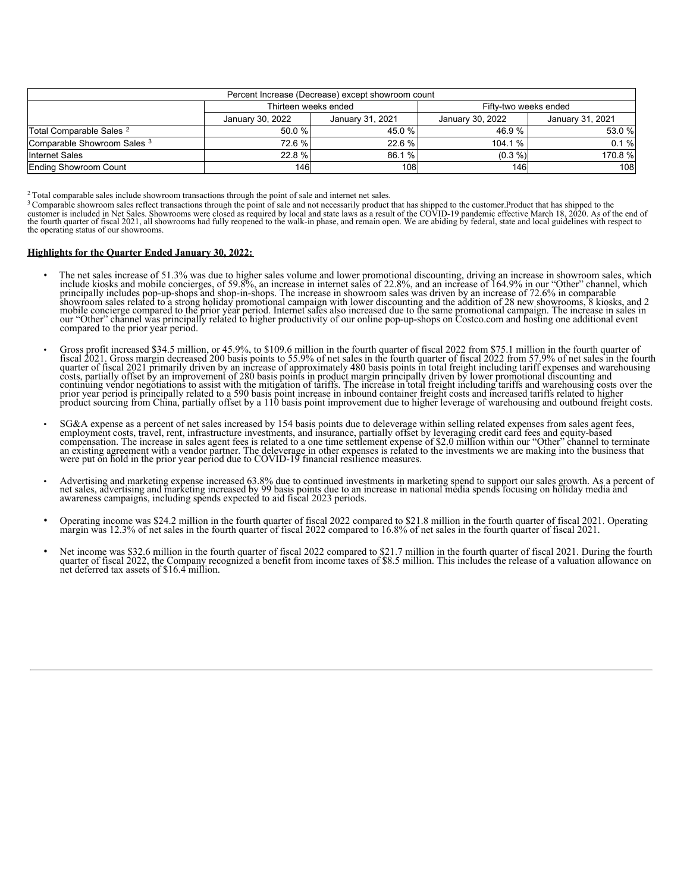| Percent Increase (Decrease) except showroom count | | | | |
|---|---|---|---|---|
| | Thirteen weeks ended | | Fifty-two weeks ended | |
| | January 30, 2022 | January 31, 2021 | January 30, 2022 | January 31, 2021 |
| Total Comparable Sales [2] | 50.0 % | 45.0 % | 46.9 % | 53.0 % |
| Comparable Showroom Sales [3] | 72.6 % | 22.6 % | 104.1 % | 0.1 % |
| Internet Sales | 22.8 % | 86.1 % | (0.3 %) | 170.8 % |
| Ending Showroom Count | 146 | 108 | 146 | 108 |

[2] Total comparable sales include showroom transactions through the point of sale and internet net sales.

[3] Comparable showroom sales reflect transactions through the point of sale and not necessarily product that has shipped to the customer.Product that has shipped to the customer is included in Net Sales. Showrooms were closed as required by local and state laws as a result of the COVID-19 pandemic effective March 18, 2020. As of the end of the fourth quarter of fiscal 2021, all showrooms had fully reopened to the walk-in phase, and remain open. We are abiding by federal, state and local guidelines with respect to the operating status of our showrooms.

**Highlights for the Quarter Ended January 30, 2022:**

- The net sales increase of 51.3% was due to higher sales volume and lower promotional discounting, driving an increase in showroom sales, which include kiosks and mobile concierges, of 59.8%, an increase in internet sales of 22.8%, and an increase of 164.9% in our "Other" channel, which principally includes pop-up-shops and shop-in-shops. The increase in showroom sales was driven by an increase of 72.6% in comparable showroom sales related to a strong holiday promotional campaign with lower discounting and the addition of 28 new showrooms, 8 kiosks, and 2 mobile concierge compared to the prior year period. Internet sales also increased due to the same promotional campaign. The increase in sales in our "Other" channel was principally related to higher productivity of our online pop-up-shops on Costco.com and hosting one additional event compared to the prior year period.

- Gross profit increased $34.5 million, or 45.9%, to $109.6 million in the fourth quarter of fiscal 2022 from $75.1 million in the fourth quarter of fiscal 2021. Gross margin decreased 200 basis points to 55.9% of net sales in the fourth quarter of fiscal 2022 from 57.9% of net sales in the fourth quarter of fiscal 2021 primarily driven by an increase of approximately 480 basis points in total freight including tariff expenses and warehousing costs, partially offset by an improvement of 280 basis points in product margin principally driven by lower promotional discounting and continuing vendor negotiations to assist with the mitigation of tariffs. The increase in total freight including tariffs and warehousing costs over the prior year period is principally related to a 590 basis point increase in inbound container freight costs and increased tariffs related to higher product sourcing from China, partially offset by a 110 basis point improvement due to higher leverage of warehousing and outbound freight costs.

- SG&A expense as a percent of net sales increased by 154 basis points due to deleverage within selling related expenses from sales agent fees, employment costs, travel, rent, infrastructure investments, and insurance, partially offset by leveraging credit card fees and equity-based compensation. The increase in sales agent fees is related to a one time settlement expense of $2.0 million within our "Other" channel to terminate an existing agreement with a vendor partner. The deleverage in other expenses is related to the investments we are making into the business that were put on hold in the prior year period due to COVID-19 financial resilience measures.

- Advertising and marketing expense increased 63.8% due to continued investments in marketing spend to support our sales growth. As a percent of net sales, advertising and marketing increased by 99 basis points due to an increase in national media spends focusing on holiday media and awareness campaigns, including spends expected to aid fiscal 2023 periods.

- Operating income was $24.2 million in the fourth quarter of fiscal 2022 compared to $21.8 million in the fourth quarter of fiscal 2021. Operating margin was 12.3% of net sales in the fourth quarter of fiscal 2022 compared to 16.8% of net sales in the fourth quarter of fiscal 2021.

- Net income was $32.6 million in the fourth quarter of fiscal 2022 compared to $21.7 million in the fourth quarter of fiscal 2021. During the fourth quarter of fiscal 2022, the Company recognized a benefit from income taxes of $8.5 million. This includes the release of a valuation allowance on net deferred tax assets of $16.4 million.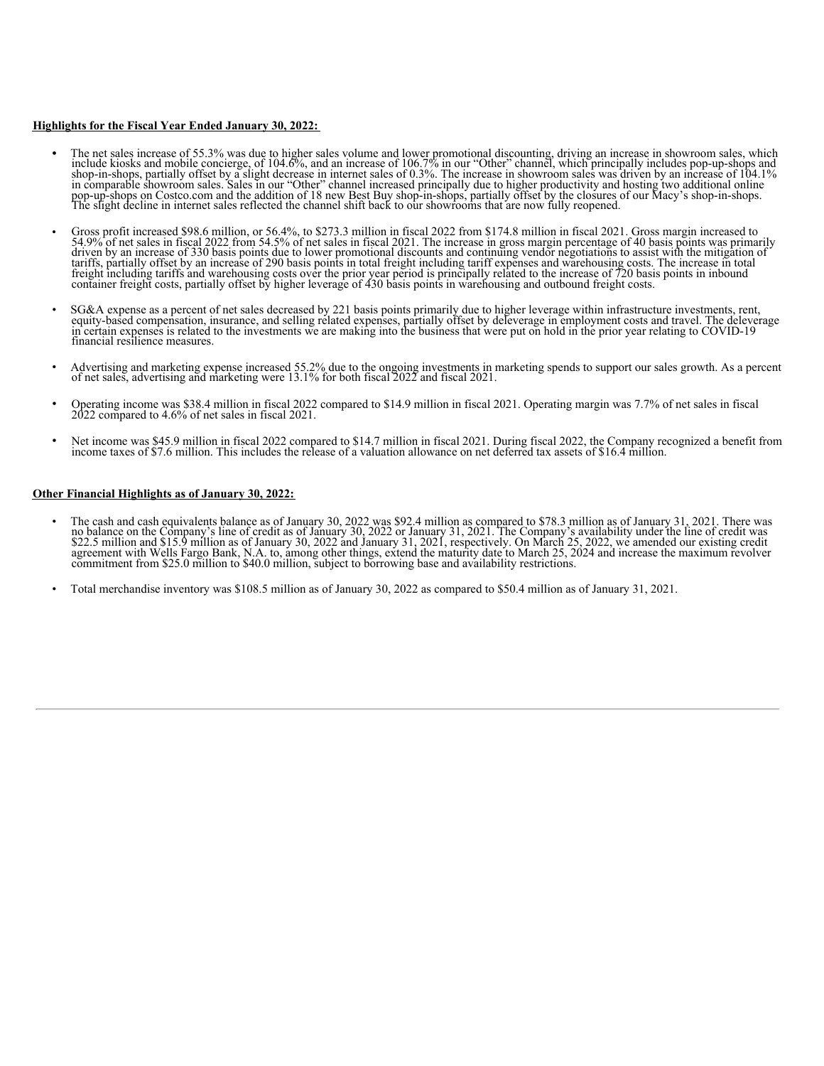**Highlights for the Fiscal Year Ended January 30, 2022:**

- The net sales increase of 55.3% was due to higher sales volume and lower promotional discounting, driving an increase in showroom sales, which include kiosks and mobile concierge, of 104.6%, and an increase of 106.7% in our "Other" channel, which principally includes pop-up-shops and shop-in-shops, partially offset by a slight decrease in internet sales of 0.3%. The increase in showroom sales was driven by an increase of 104.1% in comparable showroom sales. Sales in our "Other" channel increased principally due to higher productivity and hosting two additional online pop-up-shops on Costco.com and the addition of 18 new Best Buy shop-in-shops, partially offset by the closures of our Macy's shop-in-shops. The slight decline in internet sales reflected the channel shift back to our showrooms that are now fully reopened.

- Gross profit increased $98.6 million, or 56.4%, to $273.3 million in fiscal 2022 from $174.8 million in fiscal 2021. Gross margin increased to 54.9% of net sales in fiscal 2022 from 54.5% of net sales in fiscal 2021. The increase in gross margin percentage of 40 basis points was primarily driven by an increase of 330 basis points due to lower promotional discounts and continuing vendor negotiations to assist with the mitigation of tariffs, partially offset by an increase of 290 basis points in total freight including tariff expenses and warehousing costs. The increase in total freight including tariffs and warehousing costs over the prior year period is principally related to the increase of 720 basis points in inbound container freight costs, partially offset by higher leverage of 430 basis points in warehousing and outbound freight costs.

- SG&A expense as a percent of net sales decreased by 221 basis points primarily due to higher leverage within infrastructure investments, rent, equity-based compensation, insurance, and selling related expenses, partially offset by deleverage in employment costs and travel. The deleverage in certain expenses is related to the investments we are making into the business that were put on hold in the prior year relating to COVID-19 financial resilience measures.

- Advertising and marketing expense increased 55.2% due to the ongoing investments in marketing spends to support our sales growth. As a percent of net sales, advertising and marketing were 13.1% for both fiscal 2022 and fiscal 2021.

- Operating income was $38.4 million in fiscal 2022 compared to $14.9 million in fiscal 2021. Operating margin was 7.7% of net sales in fiscal 2022 compared to 4.6% of net sales in fiscal 2021.

- Net income was $45.9 million in fiscal 2022 compared to $14.7 million in fiscal 2021. During fiscal 2022, the Company recognized a benefit from income taxes of $7.6 million. This includes the release of a valuation allowance on net deferred tax assets of $16.4 million.

**Other Financial Highlights as of January 30, 2022:**

- The cash and cash equivalents balance as of January 30, 2022 was $92.4 million as compared to $78.3 million as of January 31, 2021. There was no balance on the Company's line of credit as of January 30, 2022 or January 31, 2021. The Company's availability under the line of credit was $22.5 million and $15.9 million as of January 30, 2022 and January 31, 2021, respectively. On March 25, 2022, we amended our existing credit agreement with Wells Fargo Bank, N.A. to, among other things, extend the maturity date to March 25, 2024 and increase the maximum revolver commitment from $25.0 million to $40.0 million, subject to borrowing base and availability restrictions.

- Total merchandise inventory was $108.5 million as of January 30, 2022 as compared to $50.4 million as of January 31, 2021.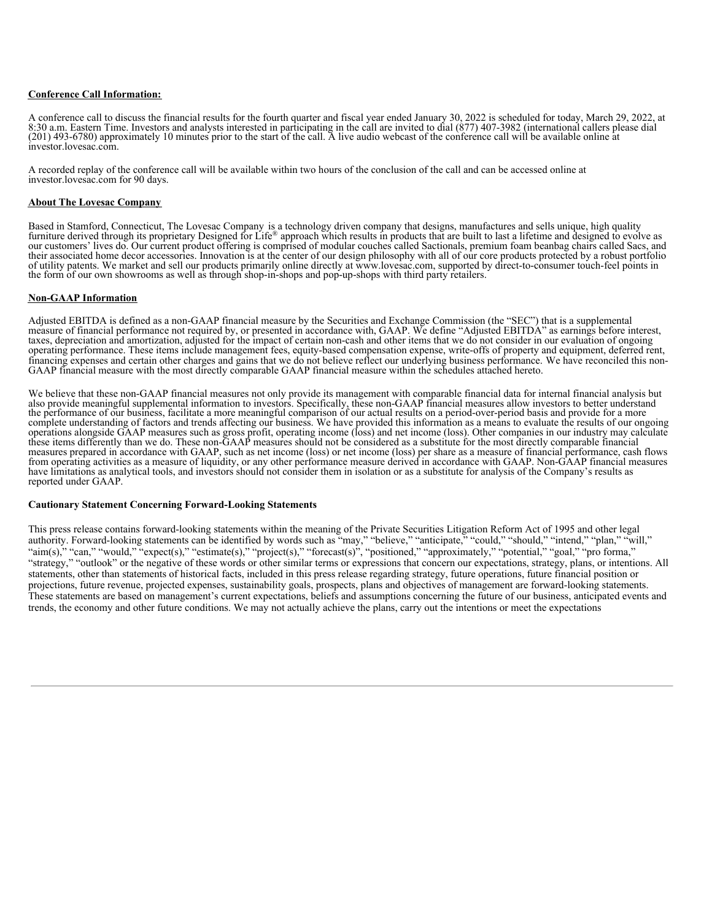**Conference Call Information:**

A conference call to discuss the financial results for the fourth quarter and fiscal year ended January 30, 2022 is scheduled for today, March 29, 2022, at 8:30 a.m. Eastern Time. Investors and analysts interested in participating in the call are invited to dial (877) 407-3982 (international callers please dial (201) 493-6780) approximately 10 minutes prior to the start of the call. A live audio webcast of the conference call will be available online at investor.lovesac.com.

A recorded replay of the conference call will be available within two hours of the conclusion of the call and can be accessed online at investor.lovesac.com for 90 days.

**About The Lovesac Company**

Based in Stamford, Connecticut, The Lovesac Company is a technology driven company that designs, manufactures and sells unique, high quality furniture derived through its proprietary Designed for Life® approach which results in products that are built to last a lifetime and designed to evolve as our customers' lives do. Our current product offering is comprised of modular couches called Sactionals, premium foam beanbag chairs called Sacs, and their associated home decor accessories. Innovation is at the center of our design philosophy with all of our core products protected by a robust portfolio of utility patents. We market and sell our products primarily online directly at www.lovesac.com, supported by direct-to-consumer touch-feel points in the form of our own showrooms as well as through shop-in-shops and pop-up-shops with third party retailers.

**Non-GAAP Information**

Adjusted EBITDA is defined as a non-GAAP financial measure by the Securities and Exchange Commission (the "SEC") that is a supplemental measure of financial performance not required by, or presented in accordance with, GAAP. We define "Adjusted EBITDA" as earnings before interest, taxes, depreciation and amortization, adjusted for the impact of certain non-cash and other items that we do not consider in our evaluation of ongoing operating performance. These items include management fees, equity-based compensation expense, write-offs of property and equipment, deferred rent, financing expenses and certain other charges and gains that we do not believe reflect our underlying business performance. We have reconciled this non-GAAP financial measure with the most directly comparable GAAP financial measure within the schedules attached hereto.

We believe that these non-GAAP financial measures not only provide its management with comparable financial data for internal financial analysis but also provide meaningful supplemental information to investors. Specifically, these non-GAAP financial measures allow investors to better understand the performance of our business, facilitate a more meaningful comparison of our actual results on a period-over-period basis and provide for a more complete understanding of factors and trends affecting our business. We have provided this information as a means to evaluate the results of our ongoing operations alongside GAAP measures such as gross profit, operating income (loss) and net income (loss). Other companies in our industry may calculate these items differently than we do. These non-GAAP measures should not be considered as a substitute for the most directly comparable financial measures prepared in accordance with GAAP, such as net income (loss) or net income (loss) per share as a measure of financial performance, cash flows from operating activities as a measure of liquidity, or any other performance measure derived in accordance with GAAP. Non-GAAP financial measures have limitations as analytical tools, and investors should not consider them in isolation or as a substitute for analysis of the Company's results as reported under GAAP.

**Cautionary Statement Concerning Forward-Looking Statements**

This press release contains forward-looking statements within the meaning of the Private Securities Litigation Reform Act of 1995 and other legal authority. Forward-looking statements can be identified by words such as "may," "believe," "anticipate," "could," "should," "intend," "plan," "will," "aim(s)," "can," "would," "expect(s)," "estimate(s)," "project(s)," "forecast(s)", "positioned," "approximately," "potential," "goal," "pro forma," "strategy," "outlook" or the negative of these words or other similar terms or expressions that concern our expectations, strategy, plans, or intentions. All statements, other than statements of historical facts, included in this press release regarding strategy, future operations, future financial position or projections, future revenue, projected expenses, sustainability goals, prospects, plans and objectives of management are forward-looking statements. These statements are based on management's current expectations, beliefs and assumptions concerning the future of our business, anticipated events and trends, the economy and other future conditions. We may not actually achieve the plans, carry out the intentions or meet the expectations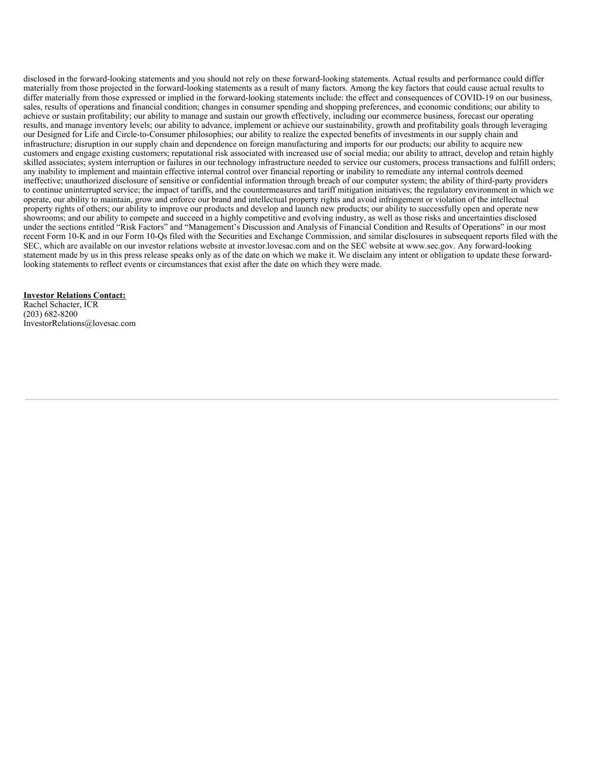disclosed in the forward-looking statements and you should not rely on these forward-looking statements. Actual results and performance could differ materially from those projected in the forward-looking statements as a result of many factors. Among the key factors that could cause actual results to differ materially from those expressed or implied in the forward-looking statements include: the effect and consequences of COVID-19 on our business, sales, results of operations and financial condition; changes in consumer spending and shopping preferences, and economic conditions; our ability to achieve or sustain profitability; our ability to manage and sustain our growth effectively, including our ecommerce business, forecast our operating results, and manage inventory levels; our ability to advance, implement or achieve our sustainability, growth and profitability goals through leveraging our Designed for Life and Circle-to-Consumer philosophies; our ability to realize the expected benefits of investments in our supply chain and infrastructure; disruption in our supply chain and dependence on foreign manufacturing and imports for our products; our ability to acquire new customers and engage existing customers; reputational risk associated with increased use of social media; our ability to attract, develop and retain highly skilled associates; system interruption or failures in our technology infrastructure needed to service our customers, process transactions and fulfill orders; any inability to implement and maintain effective internal control over financial reporting or inability to remediate any internal controls deemed ineffective; unauthorized disclosure of sensitive or confidential information through breach of our computer system; the ability of third-party providers to continue uninterrupted service; the impact of tariffs, and the countermeasures and tariff mitigation initiatives; the regulatory environment in which we operate, our ability to maintain, grow and enforce our brand and intellectual property rights and avoid infringement or violation of the intellectual property rights of others; our ability to improve our products and develop and launch new products; our ability to successfully open and operate new showrooms; and our ability to compete and succeed in a highly competitive and evolving industry, as well as those risks and uncertainties disclosed under the sections entitled "Risk Factors" and "Management's Discussion and Analysis of Financial Condition and Results of Operations" in our most recent Form 10-K and in our Form 10-Qs filed with the Securities and Exchange Commission, and similar disclosures in subsequent reports filed with the SEC, which are available on our investor relations website at investor.lovesac.com and on the SEC website at www.sec.gov. Any forward-looking statement made by us in this press release speaks only as of the date on which we make it. We disclaim any intent or obligation to update these forward-looking statements to reflect events or circumstances that exist after the date on which they were made.

**Investor Relations Contact:**
Rachel Schacter, ICR
(203) 682-8200
InvestorRelations@lovesac.com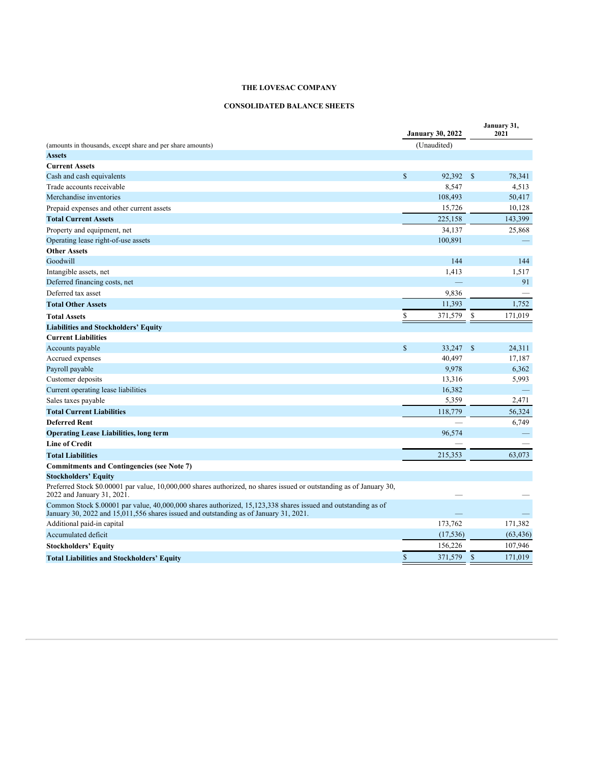**THE LOVESAC COMPANY**

**CONSOLIDATED BALANCE SHEETS**

| (amounts in thousands, except share and per share amounts) | January 30, 2022 (Unaudited) | January 31, 2021 |
|---|---|---|
| **Assets** | | |
| **Current Assets** | | |
| Cash and cash equivalents | $ 92,392 | $ 78,341 |
| Trade accounts receivable | 8,547 | 4,513 |
| Merchandise inventories | 108,493 | 50,417 |
| Prepaid expenses and other current assets | 15,726 | 10,128 |
| **Total Current Assets** | 225,158 | 143,399 |
| Property and equipment, net | 34,137 | 25,868 |
| Operating lease right-of-use assets | 100,891 | — |
| **Other Assets** | | |
| Goodwill | 144 | 144 |
| Intangible assets, net | 1,413 | 1,517 |
| Deferred financing costs, net | — | 91 |
| Deferred tax asset | 9,836 | — |
| **Total Other Assets** | 11,393 | 1,752 |
| **Total Assets** | $ 371,579 | $ 171,019 |
| **Liabilities and Stockholders' Equity** | | |
| **Current Liabilities** | | |
| Accounts payable | $ 33,247 | $ 24,311 |
| Accrued expenses | 40,497 | 17,187 |
| Payroll payable | 9,978 | 6,362 |
| Customer deposits | 13,316 | 5,993 |
| Current operating lease liabilities | 16,382 | — |
| Sales taxes payable | 5,359 | 2,471 |
| **Total Current Liabilities** | 118,779 | 56,324 |
| **Deferred Rent** | — | 6,749 |
| **Operating Lease Liabilities, long term** | 96,574 | — |
| **Line of Credit** | — | — |
| **Total Liabilities** | 215,353 | 63,073 |
| **Commitments and Contingencies (see Note 7)** | | |
| **Stockholders' Equity** | | |
| Preferred Stock $0.00001 par value, 10,000,000 shares authorized, no shares issued or outstanding as of January 30, 2022 and January 31, 2021. | — | — |
| Common Stock $.00001 par value, 40,000,000 shares authorized, 15,123,338 shares issued and outstanding as of January 30, 2022 and 15,011,556 shares issued and outstanding as of January 31, 2021. | — | — |
| Additional paid-in capital | 173,762 | 171,382 |
| Accumulated deficit | (17,536) | (63,436) |
| **Stockholders' Equity** | 156,226 | 107,946 |
| **Total Liabilities and Stockholders' Equity** | $ 371,579 | $ 171,019 |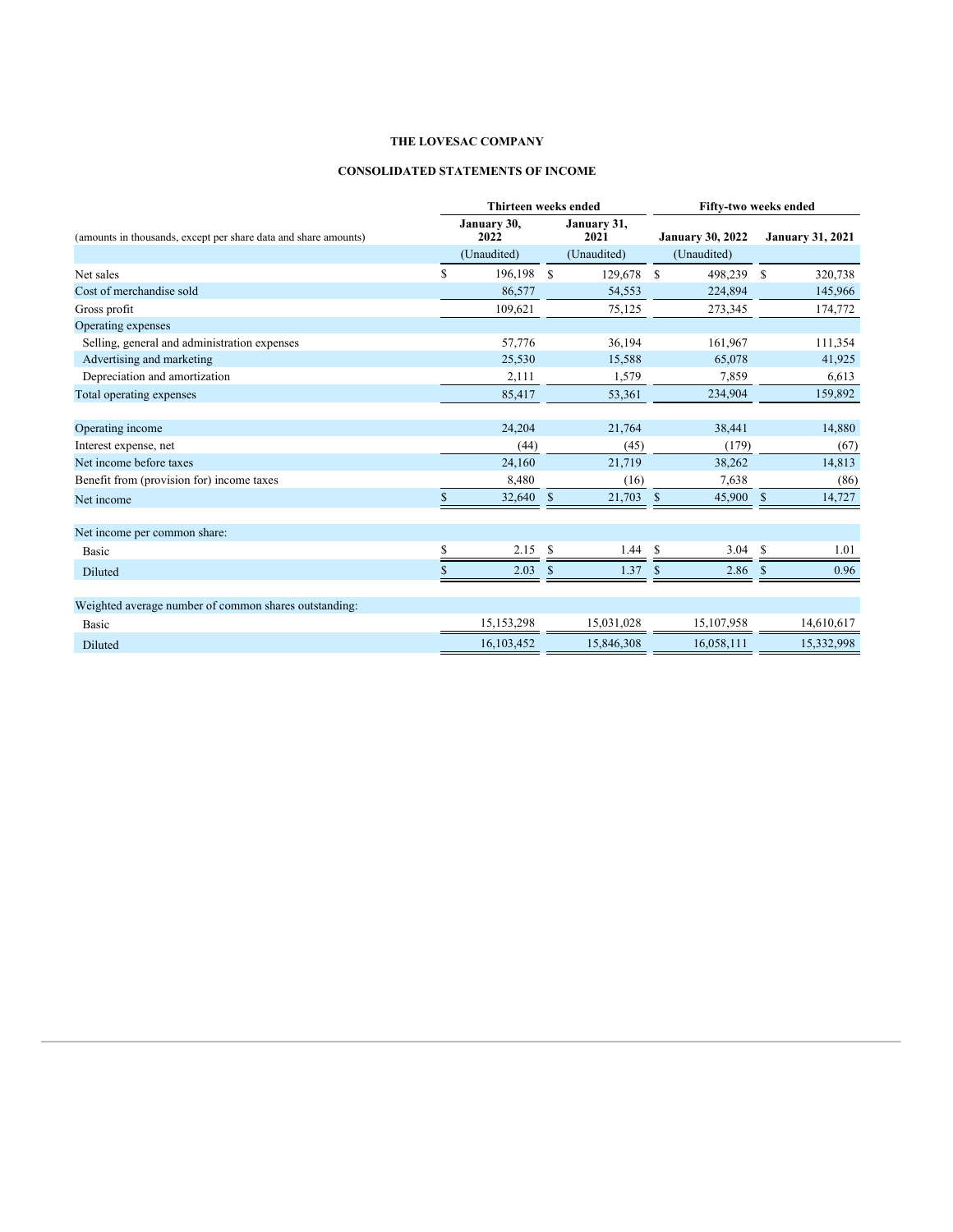**THE LOVESAC COMPANY**

**CONSOLIDATED STATEMENTS OF INCOME**

| (amounts in thousands, except per share data and share amounts) | Thirteen weeks ended | | Fifty-two weeks ended | |
|---|---|---|---|---|
| | **January 30, 2022** | **January 31, 2021** | **January 30, 2022** | **January 31, 2021** |
| | (Unaudited) | (Unaudited) | (Unaudited) | |
| Net sales | $ 196,198 | $ 129,678 | $ 498,239 | $ 320,738 |
| Cost of merchandise sold | 86,577 | 54,553 | 224,894 | 145,966 |
| Gross profit | 109,621 | 75,125 | 273,345 | 174,772 |
| Operating expenses | | | | |
| Selling, general and administration expenses | 57,776 | 36,194 | 161,967 | 111,354 |
| Advertising and marketing | 25,530 | 15,588 | 65,078 | 41,925 |
| Depreciation and amortization | 2,111 | 1,579 | 7,859 | 6,613 |
| Total operating expenses | 85,417 | 53,361 | 234,904 | 159,892 |
| | | | | |
| Operating income | 24,204 | 21,764 | 38,441 | 14,880 |
| Interest expense, net | (44) | (45) | (179) | (67) |
| Net income before taxes | 24,160 | 21,719 | 38,262 | 14,813 |
| Benefit from (provision for) income taxes | 8,480 | (16) | 7,638 | (86) |
| Net income | $ 32,640 | $ 21,703 | $ 45,900 | $ 14,727 |
| | | | | |
| Net income per common share: | | | | |
| Basic | $ 2.15 | $ 1.44 | $ 3.04 | $ 1.01 |
| Diluted | $ 2.03 | $ 1.37 | $ 2.86 | $ 0.96 |
| | | | | |
| Weighted average number of common shares outstanding: | | | | |
| Basic | 15,153,298 | 15,031,028 | 15,107,958 | 14,610,617 |
| Diluted | 16,103,452 | 15,846,308 | 16,058,111 | 15,332,998 |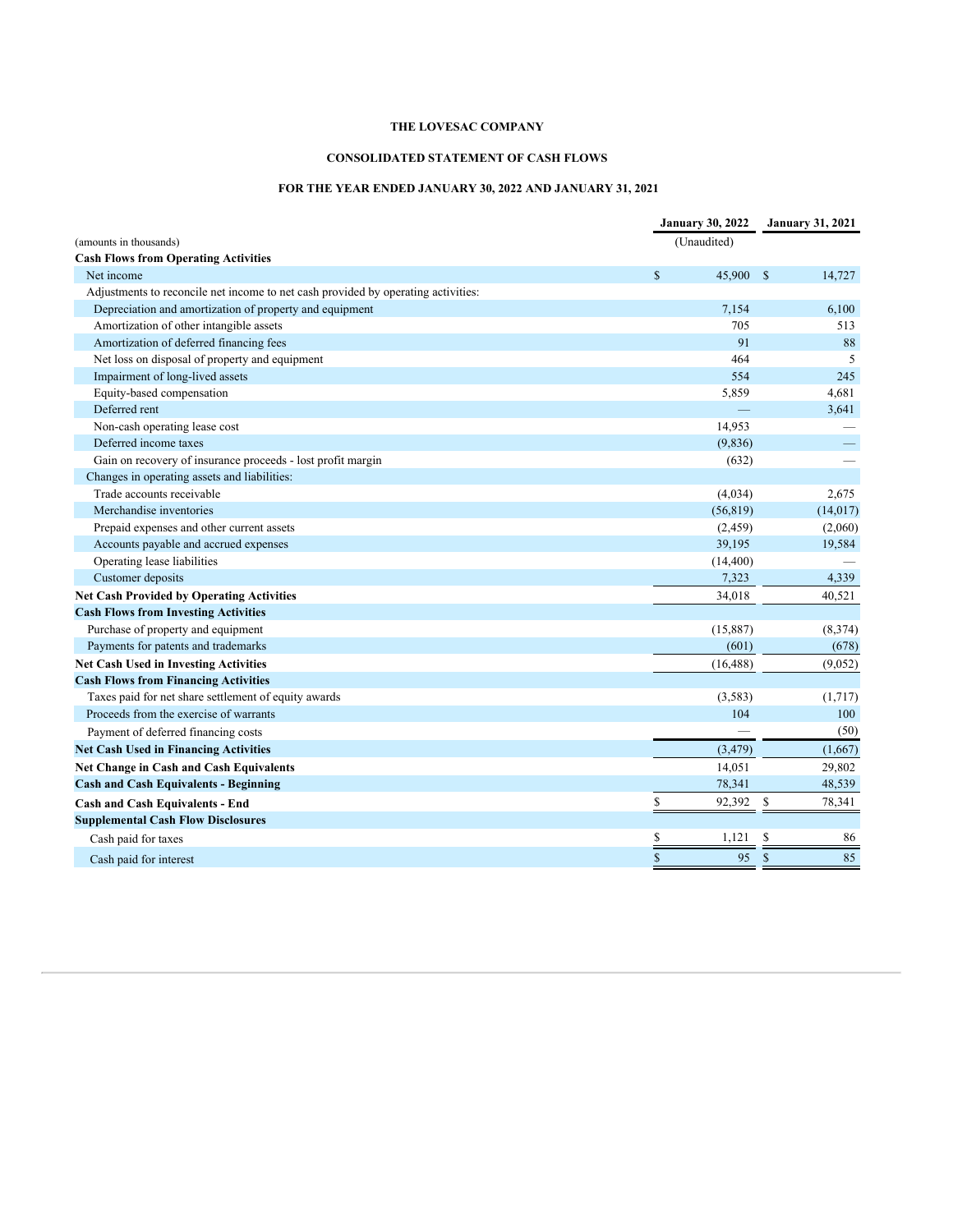**THE LOVESAC COMPANY**

**CONSOLIDATED STATEMENT OF CASH FLOWS**

**FOR THE YEAR ENDED JANUARY 30, 2022 AND JANUARY 31, 2021**

| (amounts in thousands) | January 30, 2022 (Unaudited) | January 31, 2021 |
|---|---|---|
| **Cash Flows from Operating Activities** | | |
| Net income | $ 45,900 | $ 14,727 |
| Adjustments to reconcile net income to net cash provided by operating activities: | | |
| Depreciation and amortization of property and equipment | 7,154 | 6,100 |
| Amortization of other intangible assets | 705 | 513 |
| Amortization of deferred financing fees | 91 | 88 |
| Net loss on disposal of property and equipment | 464 | 5 |
| Impairment of long-lived assets | 554 | 245 |
| Equity-based compensation | 5,859 | 4,681 |
| Deferred rent | — | 3,641 |
| Non-cash operating lease cost | 14,953 | — |
| Deferred income taxes | (9,836) | — |
| Gain on recovery of insurance proceeds - lost profit margin | (632) | — |
| Changes in operating assets and liabilities: | | |
| Trade accounts receivable | (4,034) | 2,675 |
| Merchandise inventories | (56,819) | (14,017) |
| Prepaid expenses and other current assets | (2,459) | (2,060) |
| Accounts payable and accrued expenses | 39,195 | 19,584 |
| Operating lease liabilities | (14,400) | — |
| Customer deposits | 7,323 | 4,339 |
| **Net Cash Provided by Operating Activities** | 34,018 | 40,521 |
| **Cash Flows from Investing Activities** | | |
| Purchase of property and equipment | (15,887) | (8,374) |
| Payments for patents and trademarks | (601) | (678) |
| **Net Cash Used in Investing Activities** | (16,488) | (9,052) |
| **Cash Flows from Financing Activities** | | |
| Taxes paid for net share settlement of equity awards | (3,583) | (1,717) |
| Proceeds from the exercise of warrants | 104 | 100 |
| Payment of deferred financing costs | — | (50) |
| **Net Cash Used in Financing Activities** | (3,479) | (1,667) |
| **Net Change in Cash and Cash Equivalents** | 14,051 | 29,802 |
| **Cash and Cash Equivalents - Beginning** | 78,341 | 48,539 |
| **Cash and Cash Equivalents - End** | $ 92,392 | $ 78,341 |
| **Supplemental Cash Flow Disclosures** | | |
| Cash paid for taxes | $ 1,121 | $ 86 |
| Cash paid for interest | $ 95 | $ 85 |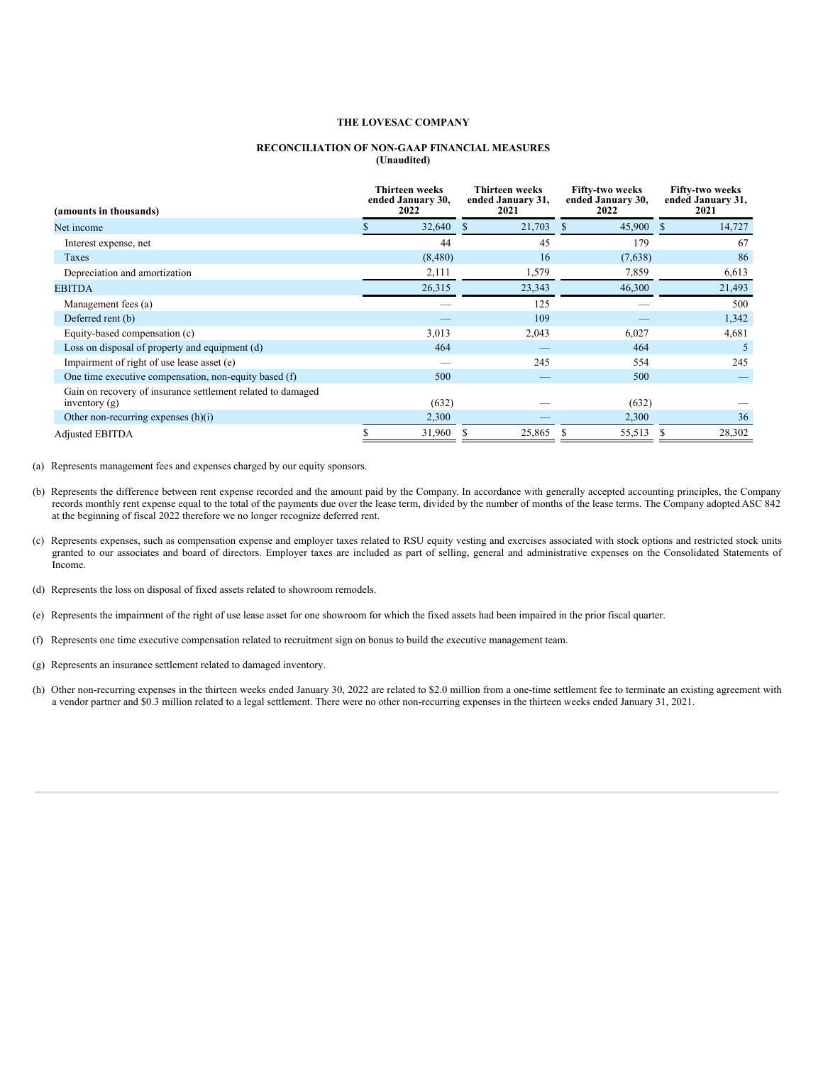**THE LOVESAC COMPANY**

**RECONCILIATION OF NON-GAAP FINANCIAL MEASURES**
**(Unaudited)**

| (amounts in thousands) | Thirteen weeks ended January 30, 2022 | Thirteen weeks ended January 31, 2021 | Fifty-two weeks ended January 30, 2022 | Fifty-two weeks ended January 31, 2021 |
|---|---|---|---|---|
| Net income | $ 32,640 | $ 21,703 | $ 45,900 | $ 14,727 |
| Interest expense, net | 44 | 45 | 179 | 67 |
| Taxes | (8,480) | 16 | (7,638) | 86 |
| Depreciation and amortization | 2,111 | 1,579 | 7,859 | 6,613 |
| EBITDA | 26,315 | 23,343 | 46,300 | 21,493 |
| Management fees (a) | — | 125 | — | 500 |
| Deferred rent (b) | — | 109 | — | 1,342 |
| Equity-based compensation (c) | 3,013 | 2,043 | 6,027 | 4,681 |
| Loss on disposal of property and equipment (d) | 464 | — | 464 | 5 |
| Impairment of right of use lease asset (e) | — | 245 | 554 | 245 |
| One time executive compensation, non-equity based (f) | 500 | — | 500 | — |
| Gain on recovery of insurance settlement related to damaged inventory (g) | (632) | — | (632) | — |
| Other non-recurring expenses (h)(i) | 2,300 | — | 2,300 | 36 |
| Adjusted EBITDA | $ 31,960 | $ 25,865 | $ 55,513 | $ 28,302 |

(a) Represents management fees and expenses charged by our equity sponsors.

(b) Represents the difference between rent expense recorded and the amount paid by the Company. In accordance with generally accepted accounting principles, the Company records monthly rent expense equal to the total of the payments due over the lease term, divided by the number of months of the lease terms. The Company adopted ASC 842 at the beginning of fiscal 2022 therefore we no longer recognize deferred rent.

(c) Represents expenses, such as compensation expense and employer taxes related to RSU equity vesting and exercises associated with stock options and restricted stock units granted to our associates and board of directors. Employer taxes are included as part of selling, general and administrative expenses on the Consolidated Statements of Income.

(d) Represents the loss on disposal of fixed assets related to showroom remodels.

(e) Represents the impairment of the right of use lease asset for one showroom for which the fixed assets had been impaired in the prior fiscal quarter.

(f) Represents one time executive compensation related to recruitment sign on bonus to build the executive management team.

(g) Represents an insurance settlement related to damaged inventory.

(h) Other non-recurring expenses in the thirteen weeks ended January 30, 2022 are related to $2.0 million from a one-time settlement fee to terminate an existing agreement with a vendor partner and $0.3 million related to a legal settlement. There were no other non-recurring expenses in the thirteen weeks ended January 31, 2021.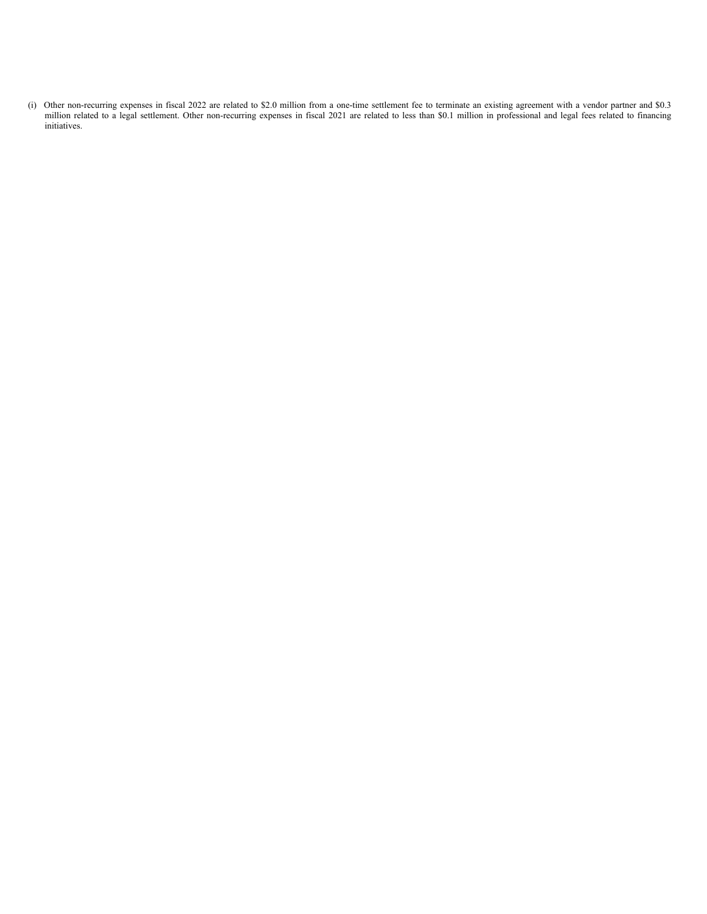(i) Other non-recurring expenses in fiscal 2022 are related to $2.0 million from a one-time settlement fee to terminate an existing agreement with a vendor partner and $0.3 million related to a legal settlement. Other non-recurring expenses in fiscal 2021 are related to less than $0.1 million in professional and legal fees related to financing initiatives.